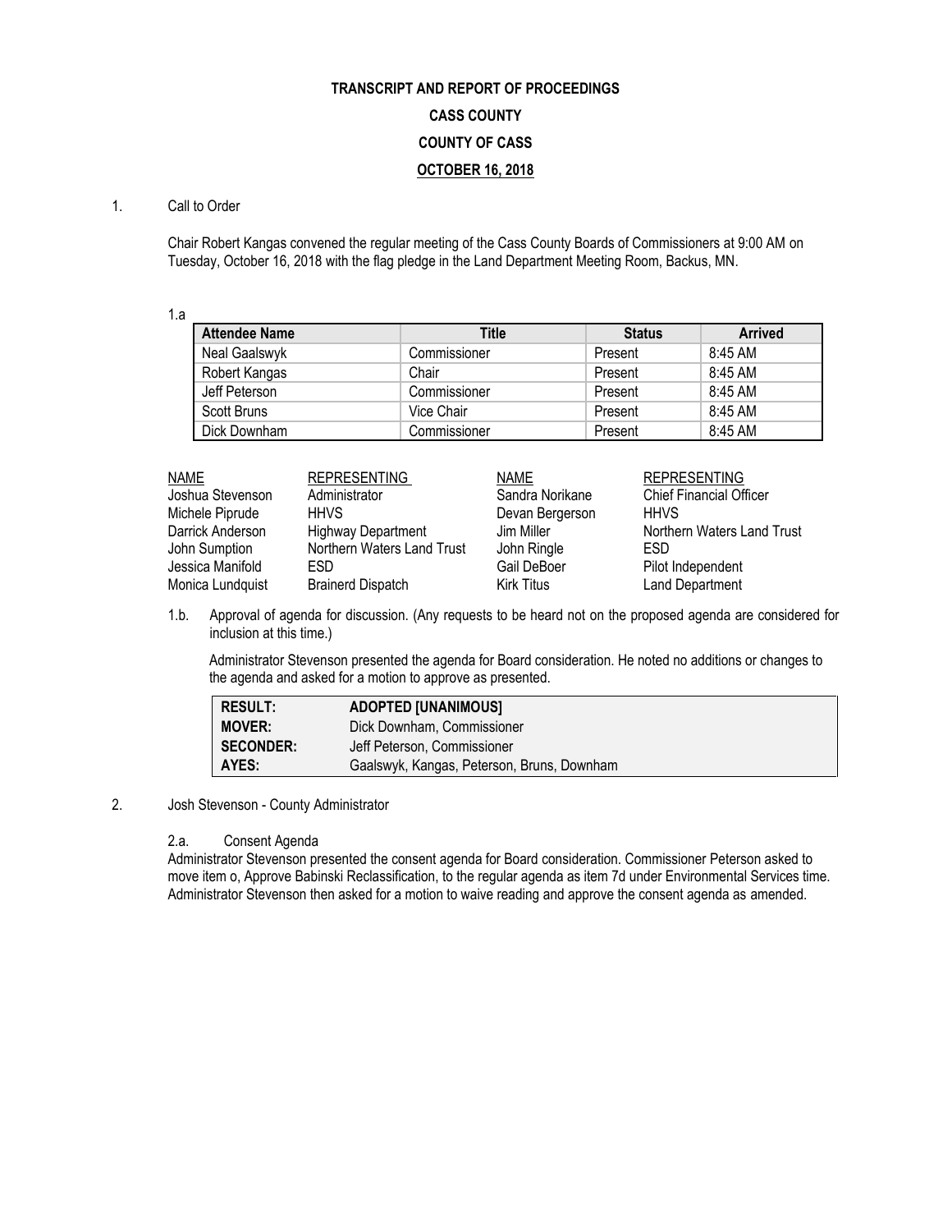**TRANSCRIPT AND REPORT OF PROCEEDINGS**

**CASS COUNTY**

**COUNTY OF CASS**

**OCTOBER 16, 2018**

1. Call to Order

Chair Robert Kangas convened the regular meeting of the Cass County Boards of Commissioners at 9:00 AM on Tuesday, October 16, 2018 with the flag pledge in the Land Department Meeting Room, Backus, MN.

1.a

| Attendee Name | Title | Status | Arrived |
|---|---|---|---|
| Neal Gaalswyk | Commissioner | Present | 8:45 AM |
| Robert Kangas | Chair | Present | 8:45 AM |
| Jeff Peterson | Commissioner | Present | 8:45 AM |
| Scott Bruns | Vice Chair | Present | 8:45 AM |
| Dick Downham | Commissioner | Present | 8:45 AM |

| NAME | REPRESENTING | NAME | REPRESENTING |
|---|---|---|---|
| Joshua Stevenson | Administrator | Sandra Norikane | Chief Financial Officer |
| Michele Piprude | HHVS | Devan Bergerson | HHVS |
| Darrick Anderson | Highway Department | Jim Miller | Northern Waters Land Trust |
| John Sumption | Northern Waters Land Trust | John Ringle | ESD |
| Jessica Manifold | ESD | Gail DeBoer | Pilot Independent |
| Monica Lundquist | Brainerd Dispatch | Kirk Titus | Land Department |

1.b. Approval of agenda for discussion. (Any requests to be heard not on the proposed agenda are considered for inclusion at this time.)

Administrator Stevenson presented the agenda for Board consideration. He noted no additions or changes to the agenda and asked for a motion to approve as presented.

| | |
|---|---|
| **RESULT:** | **ADOPTED [UNANIMOUS]** |
| **MOVER:** | Dick Downham, Commissioner |
| **SECONDER:** | Jeff Peterson, Commissioner |
| **AYES:** | Gaalswyk, Kangas, Peterson, Bruns, Downham |

2. Josh Stevenson - County Administrator

2.a. Consent Agenda

Administrator Stevenson presented the consent agenda for Board consideration. Commissioner Peterson asked to move item o, Approve Babinski Reclassification, to the regular agenda as item 7d under Environmental Services time. Administrator Stevenson then asked for a motion to waive reading and approve the consent agenda as amended.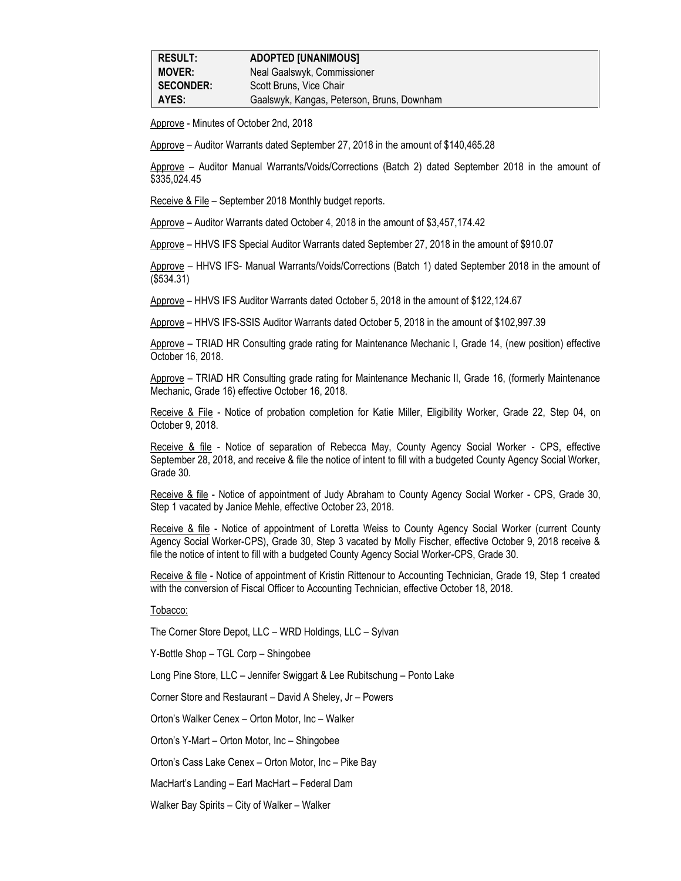| | |
|---|---|
| **RESULT:** | **ADOPTED [UNANIMOUS]** |
| **MOVER:** | Neal Gaalswyk, Commissioner |
| **SECONDER:** | Scott Bruns, Vice Chair |
| **AYES:** | Gaalswyk, Kangas, Peterson, Bruns, Downham |

Approve - Minutes of October 2nd, 2018

Approve – Auditor Warrants dated September 27, 2018 in the amount of $140,465.28

Approve – Auditor Manual Warrants/Voids/Corrections (Batch 2) dated September 2018 in the amount of $335,024.45

Receive & File – September 2018 Monthly budget reports.

Approve – Auditor Warrants dated October 4, 2018 in the amount of $3,457,174.42

Approve – HHVS IFS Special Auditor Warrants dated September 27, 2018 in the amount of $910.07

Approve – HHVS IFS- Manual Warrants/Voids/Corrections (Batch 1) dated September 2018 in the amount of ($534.31)

Approve – HHVS IFS Auditor Warrants dated October 5, 2018 in the amount of $122,124.67

Approve – HHVS IFS-SSIS Auditor Warrants dated October 5, 2018 in the amount of $102,997.39

Approve – TRIAD HR Consulting grade rating for Maintenance Mechanic I, Grade 14, (new position) effective October 16, 2018.

Approve – TRIAD HR Consulting grade rating for Maintenance Mechanic II, Grade 16, (formerly Maintenance Mechanic, Grade 16) effective October 16, 2018.

Receive & File - Notice of probation completion for Katie Miller, Eligibility Worker, Grade 22, Step 04, on October 9, 2018.

Receive & file - Notice of separation of Rebecca May, County Agency Social Worker - CPS, effective September 28, 2018, and receive & file the notice of intent to fill with a budgeted County Agency Social Worker, Grade 30.

Receive & file - Notice of appointment of Judy Abraham to County Agency Social Worker - CPS, Grade 30, Step 1 vacated by Janice Mehle, effective October 23, 2018.

Receive & file - Notice of appointment of Loretta Weiss to County Agency Social Worker (current County Agency Social Worker-CPS), Grade 30, Step 3 vacated by Molly Fischer, effective October 9, 2018 receive & file the notice of intent to fill with a budgeted County Agency Social Worker-CPS, Grade 30.

Receive & file - Notice of appointment of Kristin Rittenour to Accounting Technician, Grade 19, Step 1 created with the conversion of Fiscal Officer to Accounting Technician, effective October 18, 2018.

Tobacco:

The Corner Store Depot, LLC – WRD Holdings, LLC – Sylvan

Y-Bottle Shop – TGL Corp – Shingobee

Long Pine Store, LLC – Jennifer Swiggart & Lee Rubitschung – Ponto Lake

Corner Store and Restaurant – David A Sheley, Jr – Powers

Orton's Walker Cenex – Orton Motor, Inc – Walker

Orton's Y-Mart – Orton Motor, Inc – Shingobee

Orton's Cass Lake Cenex – Orton Motor, Inc – Pike Bay

MacHart's Landing – Earl MacHart – Federal Dam

Walker Bay Spirits – City of Walker – Walker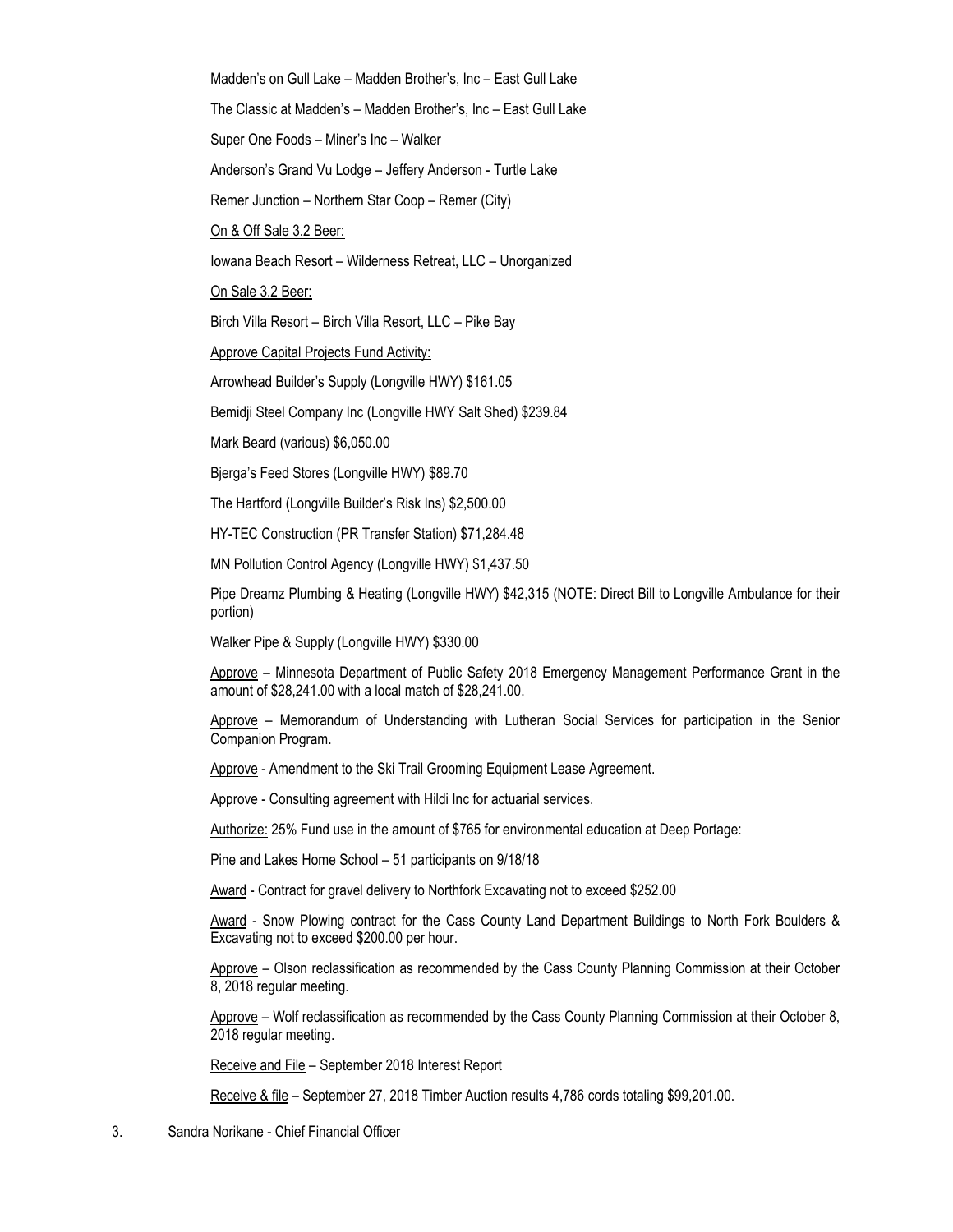Madden's on Gull Lake – Madden Brother's, Inc – East Gull Lake

The Classic at Madden's – Madden Brother's, Inc – East Gull Lake

Super One Foods – Miner's Inc – Walker

Anderson's Grand Vu Lodge – Jeffery Anderson - Turtle Lake

Remer Junction – Northern Star Coop – Remer (City)

On & Off Sale 3.2 Beer:

Iowana Beach Resort – Wilderness Retreat, LLC – Unorganized

On Sale 3.2 Beer:

Birch Villa Resort – Birch Villa Resort, LLC – Pike Bay

Approve Capital Projects Fund Activity:

Arrowhead Builder's Supply (Longville HWY) $161.05

Bemidji Steel Company Inc (Longville HWY Salt Shed) $239.84

Mark Beard (various) $6,050.00

Bjerga's Feed Stores (Longville HWY) $89.70

The Hartford (Longville Builder's Risk Ins) $2,500.00

HY-TEC Construction (PR Transfer Station) $71,284.48

MN Pollution Control Agency (Longville HWY) $1,437.50

Pipe Dreamz Plumbing & Heating (Longville HWY) $42,315 (NOTE: Direct Bill to Longville Ambulance for their portion)

Walker Pipe & Supply (Longville HWY) $330.00

Approve – Minnesota Department of Public Safety 2018 Emergency Management Performance Grant in the amount of $28,241.00 with a local match of $28,241.00.

Approve – Memorandum of Understanding with Lutheran Social Services for participation in the Senior Companion Program.

Approve - Amendment to the Ski Trail Grooming Equipment Lease Agreement.

Approve - Consulting agreement with Hildi Inc for actuarial services.

Authorize: 25% Fund use in the amount of $765 for environmental education at Deep Portage:

Pine and Lakes Home School – 51 participants on 9/18/18

Award - Contract for gravel delivery to Northfork Excavating not to exceed $252.00

Award - Snow Plowing contract for the Cass County Land Department Buildings to North Fork Boulders & Excavating not to exceed $200.00 per hour.

Approve – Olson reclassification as recommended by the Cass County Planning Commission at their October 8, 2018 regular meeting.

Approve – Wolf reclassification as recommended by the Cass County Planning Commission at their October 8, 2018 regular meeting.

Receive and File – September 2018 Interest Report

Receive & file – September 27, 2018 Timber Auction results 4,786 cords totaling $99,201.00.

3. Sandra Norikane - Chief Financial Officer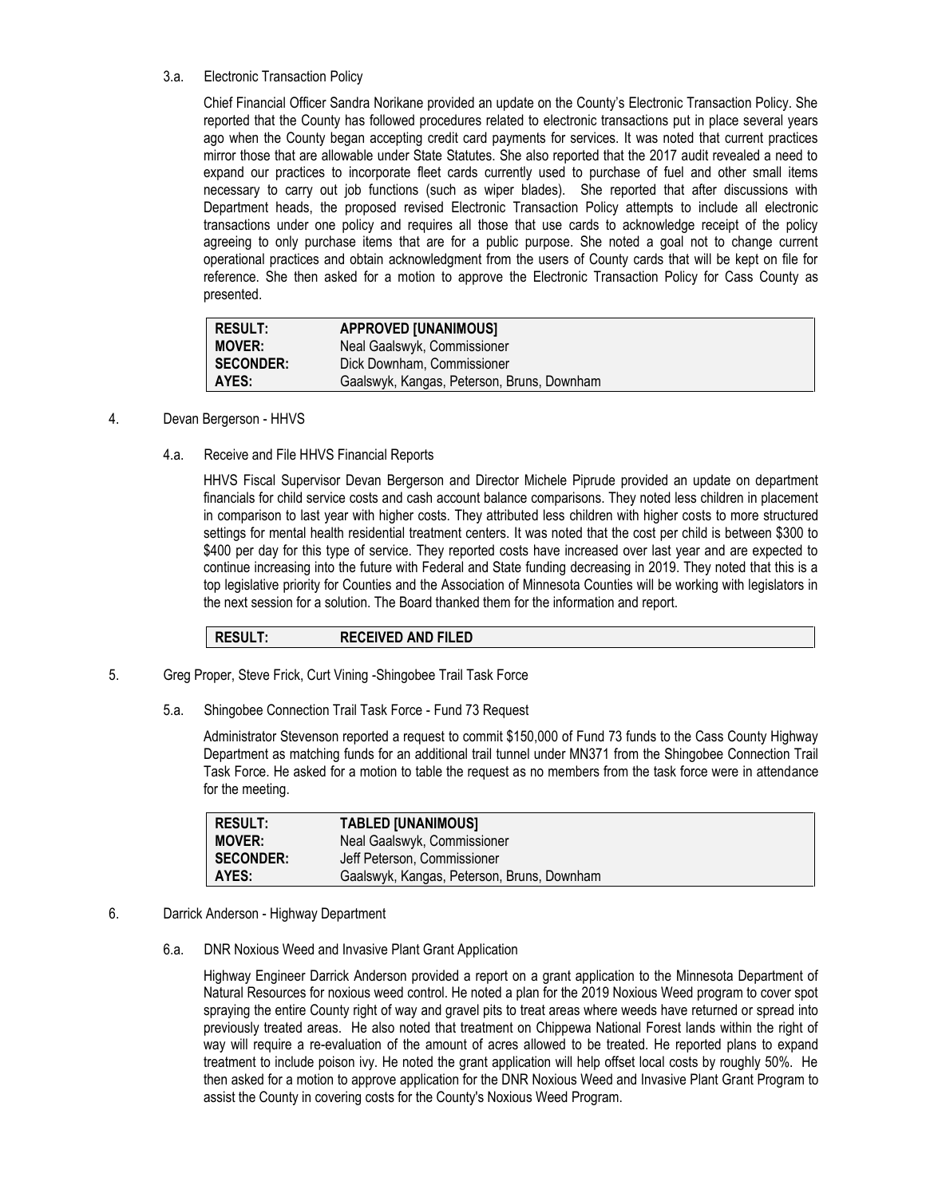3.a. Electronic Transaction Policy

Chief Financial Officer Sandra Norikane provided an update on the County's Electronic Transaction Policy. She reported that the County has followed procedures related to electronic transactions put in place several years ago when the County began accepting credit card payments for services. It was noted that current practices mirror those that are allowable under State Statutes. She also reported that the 2017 audit revealed a need to expand our practices to incorporate fleet cards currently used to purchase of fuel and other small items necessary to carry out job functions (such as wiper blades). She reported that after discussions with Department heads, the proposed revised Electronic Transaction Policy attempts to include all electronic transactions under one policy and requires all those that use cards to acknowledge receipt of the policy agreeing to only purchase items that are for a public purpose. She noted a goal not to change current operational practices and obtain acknowledgment from the users of County cards that will be kept on file for reference. She then asked for a motion to approve the Electronic Transaction Policy for Cass County as presented.

| | |
|---|---|
| **RESULT:** | **APPROVED [UNANIMOUS]** |
| **MOVER:** | Neal Gaalswyk, Commissioner |
| **SECONDER:** | Dick Downham, Commissioner |
| **AYES:** | Gaalswyk, Kangas, Peterson, Bruns, Downham |

4. Devan Bergerson - HHVS

4.a. Receive and File HHVS Financial Reports

HHVS Fiscal Supervisor Devan Bergerson and Director Michele Piprude provided an update on department financials for child service costs and cash account balance comparisons. They noted less children in placement in comparison to last year with higher costs. They attributed less children with higher costs to more structured settings for mental health residential treatment centers. It was noted that the cost per child is between $300 to $400 per day for this type of service. They reported costs have increased over last year and are expected to continue increasing into the future with Federal and State funding decreasing in 2019. They noted that this is a top legislative priority for Counties and the Association of Minnesota Counties will be working with legislators in the next session for a solution. The Board thanked them for the information and report.

| | |
|---|---|
| **RESULT:** | **RECEIVED AND FILED** |

5. Greg Proper, Steve Frick, Curt Vining -Shingobee Trail Task Force

5.a. Shingobee Connection Trail Task Force - Fund 73 Request

Administrator Stevenson reported a request to commit $150,000 of Fund 73 funds to the Cass County Highway Department as matching funds for an additional trail tunnel under MN371 from the Shingobee Connection Trail Task Force. He asked for a motion to table the request as no members from the task force were in attendance for the meeting.

| | |
|---|---|
| **RESULT:** | **TABLED [UNANIMOUS]** |
| **MOVER:** | Neal Gaalswyk, Commissioner |
| **SECONDER:** | Jeff Peterson, Commissioner |
| **AYES:** | Gaalswyk, Kangas, Peterson, Bruns, Downham |

6. Darrick Anderson - Highway Department

6.a. DNR Noxious Weed and Invasive Plant Grant Application

Highway Engineer Darrick Anderson provided a report on a grant application to the Minnesota Department of Natural Resources for noxious weed control. He noted a plan for the 2019 Noxious Weed program to cover spot spraying the entire County right of way and gravel pits to treat areas where weeds have returned or spread into previously treated areas. He also noted that treatment on Chippewa National Forest lands within the right of way will require a re-evaluation of the amount of acres allowed to be treated. He reported plans to expand treatment to include poison ivy. He noted the grant application will help offset local costs by roughly 50%. He then asked for a motion to approve application for the DNR Noxious Weed and Invasive Plant Grant Program to assist the County in covering costs for the County's Noxious Weed Program.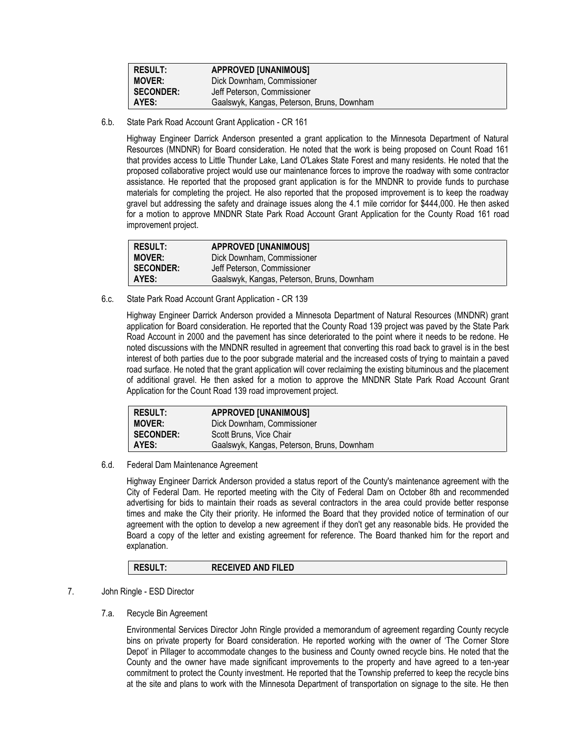| RESULT: | APPROVED [UNANIMOUS] |
|---|---|
| MOVER: | Dick Downham, Commissioner |
| SECONDER: | Jeff Peterson, Commissioner |
| AYES: | Gaalswyk, Kangas, Peterson, Bruns, Downham |

6.b. State Park Road Account Grant Application - CR 161

Highway Engineer Darrick Anderson presented a grant application to the Minnesota Department of Natural Resources (MNDNR) for Board consideration. He noted that the work is being proposed on Count Road 161 that provides access to Little Thunder Lake, Land O'Lakes State Forest and many residents. He noted that the proposed collaborative project would use our maintenance forces to improve the roadway with some contractor assistance. He reported that the proposed grant application is for the MNDNR to provide funds to purchase materials for completing the project. He also reported that the proposed improvement is to keep the roadway gravel but addressing the safety and drainage issues along the 4.1 mile corridor for $444,000. He then asked for a motion to approve MNDNR State Park Road Account Grant Application for the County Road 161 road improvement project.

| RESULT: | APPROVED [UNANIMOUS] |
|---|---|
| MOVER: | Dick Downham, Commissioner |
| SECONDER: | Jeff Peterson, Commissioner |
| AYES: | Gaalswyk, Kangas, Peterson, Bruns, Downham |

6.c. State Park Road Account Grant Application - CR 139

Highway Engineer Darrick Anderson provided a Minnesota Department of Natural Resources (MNDNR) grant application for Board consideration. He reported that the County Road 139 project was paved by the State Park Road Account in 2000 and the pavement has since deteriorated to the point where it needs to be redone. He noted discussions with the MNDNR resulted in agreement that converting this road back to gravel is in the best interest of both parties due to the poor subgrade material and the increased costs of trying to maintain a paved road surface. He noted that the grant application will cover reclaiming the existing bituminous and the placement of additional gravel. He then asked for a motion to approve the MNDNR State Park Road Account Grant Application for the Count Road 139 road improvement project.

| RESULT: | APPROVED [UNANIMOUS] |
|---|---|
| MOVER: | Dick Downham, Commissioner |
| SECONDER: | Scott Bruns, Vice Chair |
| AYES: | Gaalswyk, Kangas, Peterson, Bruns, Downham |

6.d. Federal Dam Maintenance Agreement

Highway Engineer Darrick Anderson provided a status report of the County's maintenance agreement with the City of Federal Dam. He reported meeting with the City of Federal Dam on October 8th and recommended advertising for bids to maintain their roads as several contractors in the area could provide better response times and make the City their priority. He informed the Board that they provided notice of termination of our agreement with the option to develop a new agreement if they don't get any reasonable bids. He provided the Board a copy of the letter and existing agreement for reference. The Board thanked him for the report and explanation.

| RESULT: | RECEIVED AND FILED |
|---|---|

7. John Ringle - ESD Director

7.a. Recycle Bin Agreement

Environmental Services Director John Ringle provided a memorandum of agreement regarding County recycle bins on private property for Board consideration. He reported working with the owner of 'The Corner Store Depot' in Pillager to accommodate changes to the business and County owned recycle bins. He noted that the County and the owner have made significant improvements to the property and have agreed to a ten-year commitment to protect the County investment. He reported that the Township preferred to keep the recycle bins at the site and plans to work with the Minnesota Department of transportation on signage to the site. He then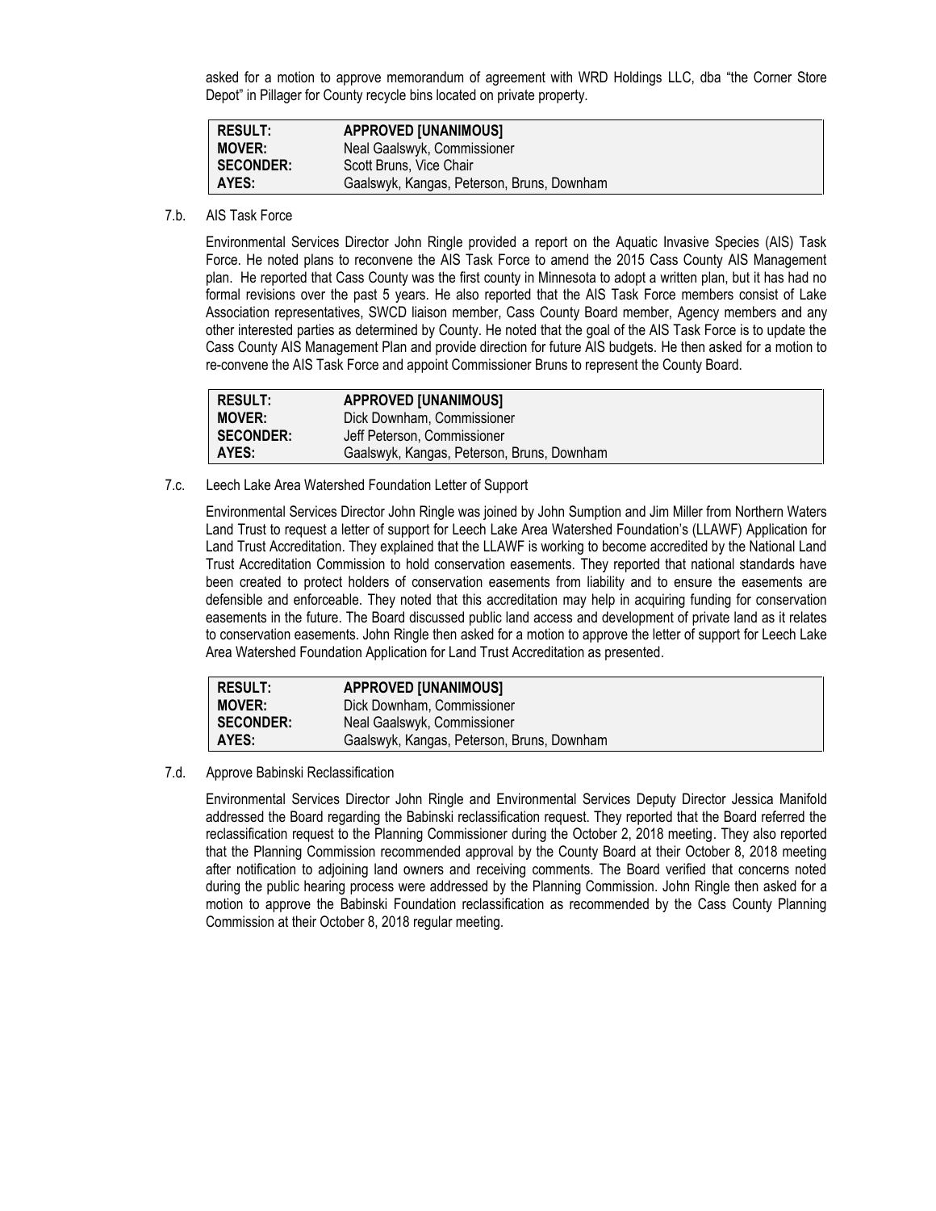asked for a motion to approve memorandum of agreement with WRD Holdings LLC, dba "the Corner Store Depot" in Pillager for County recycle bins located on private property.

| RESULT: | APPROVED [UNANIMOUS] |
| --- | --- |
| MOVER: | Neal Gaalswyk, Commissioner |
| SECONDER: | Scott Bruns, Vice Chair |
| AYES: | Gaalswyk, Kangas, Peterson, Bruns, Downham |

7.b. AIS Task Force

Environmental Services Director John Ringle provided a report on the Aquatic Invasive Species (AIS) Task Force. He noted plans to reconvene the AIS Task Force to amend the 2015 Cass County AIS Management plan. He reported that Cass County was the first county in Minnesota to adopt a written plan, but it has had no formal revisions over the past 5 years. He also reported that the AIS Task Force members consist of Lake Association representatives, SWCD liaison member, Cass County Board member, Agency members and any other interested parties as determined by County. He noted that the goal of the AIS Task Force is to update the Cass County AIS Management Plan and provide direction for future AIS budgets. He then asked for a motion to re-convene the AIS Task Force and appoint Commissioner Bruns to represent the County Board.

| RESULT: | APPROVED [UNANIMOUS] |
| --- | --- |
| MOVER: | Dick Downham, Commissioner |
| SECONDER: | Jeff Peterson, Commissioner |
| AYES: | Gaalswyk, Kangas, Peterson, Bruns, Downham |

7.c. Leech Lake Area Watershed Foundation Letter of Support

Environmental Services Director John Ringle was joined by John Sumption and Jim Miller from Northern Waters Land Trust to request a letter of support for Leech Lake Area Watershed Foundation's (LLAWF) Application for Land Trust Accreditation. They explained that the LLAWF is working to become accredited by the National Land Trust Accreditation Commission to hold conservation easements. They reported that national standards have been created to protect holders of conservation easements from liability and to ensure the easements are defensible and enforceable. They noted that this accreditation may help in acquiring funding for conservation easements in the future. The Board discussed public land access and development of private land as it relates to conservation easements. John Ringle then asked for a motion to approve the letter of support for Leech Lake Area Watershed Foundation Application for Land Trust Accreditation as presented.

| RESULT: | APPROVED [UNANIMOUS] |
| --- | --- |
| MOVER: | Dick Downham, Commissioner |
| SECONDER: | Neal Gaalswyk, Commissioner |
| AYES: | Gaalswyk, Kangas, Peterson, Bruns, Downham |

7.d. Approve Babinski Reclassification

Environmental Services Director John Ringle and Environmental Services Deputy Director Jessica Manifold addressed the Board regarding the Babinski reclassification request. They reported that the Board referred the reclassification request to the Planning Commissioner during the October 2, 2018 meeting. They also reported that the Planning Commission recommended approval by the County Board at their October 8, 2018 meeting after notification to adjoining land owners and receiving comments. The Board verified that concerns noted during the public hearing process were addressed by the Planning Commission. John Ringle then asked for a motion to approve the Babinski Foundation reclassification as recommended by the Cass County Planning Commission at their October 8, 2018 regular meeting.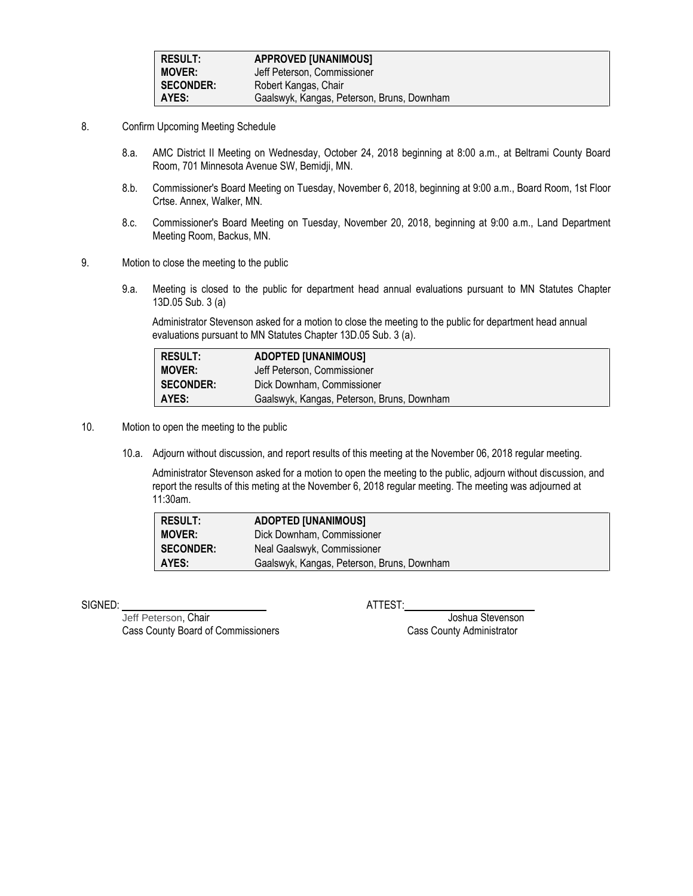| | |
|---|---|
| **RESULT:** | **APPROVED [UNANIMOUS]** |
| **MOVER:** | Jeff Peterson, Commissioner |
| **SECONDER:** | Robert Kangas, Chair |
| **AYES:** | Gaalswyk, Kangas, Peterson, Bruns, Downham |

8. Confirm Upcoming Meeting Schedule

   8.a. AMC District II Meeting on Wednesday, October 24, 2018 beginning at 8:00 a.m., at Beltrami County Board Room, 701 Minnesota Avenue SW, Bemidji, MN.

   8.b. Commissioner's Board Meeting on Tuesday, November 6, 2018, beginning at 9:00 a.m., Board Room, 1st Floor Crtse. Annex, Walker, MN.

   8.c. Commissioner's Board Meeting on Tuesday, November 20, 2018, beginning at 9:00 a.m., Land Department Meeting Room, Backus, MN.

9. Motion to close the meeting to the public

   9.a. Meeting is closed to the public for department head annual evaluations pursuant to MN Statutes Chapter 13D.05 Sub. 3 (a)

   Administrator Stevenson asked for a motion to close the meeting to the public for department head annual evaluations pursuant to MN Statutes Chapter 13D.05 Sub. 3 (a).

| | |
|---|---|
| **RESULT:** | **ADOPTED [UNANIMOUS]** |
| **MOVER:** | Jeff Peterson, Commissioner |
| **SECONDER:** | Dick Downham, Commissioner |
| **AYES:** | Gaalswyk, Kangas, Peterson, Bruns, Downham |

10. Motion to open the meeting to the public

    10.a. Adjourn without discussion, and report results of this meeting at the November 06, 2018 regular meeting.

    Administrator Stevenson asked for a motion to open the meeting to the public, adjourn without discussion, and report the results of this meting at the November 6, 2018 regular meeting. The meeting was adjourned at 11:30am.

| | |
|---|---|
| **RESULT:** | **ADOPTED [UNANIMOUS]** |
| **MOVER:** | Dick Downham, Commissioner |
| **SECONDER:** | Neal Gaalswyk, Commissioner |
| **AYES:** | Gaalswyk, Kangas, Peterson, Bruns, Downham |

SIGNED: ____________________________

Jeff Peterson, Chair
Cass County Board of Commissioners

ATTEST: ____________________________

Joshua Stevenson
Cass County Administrator